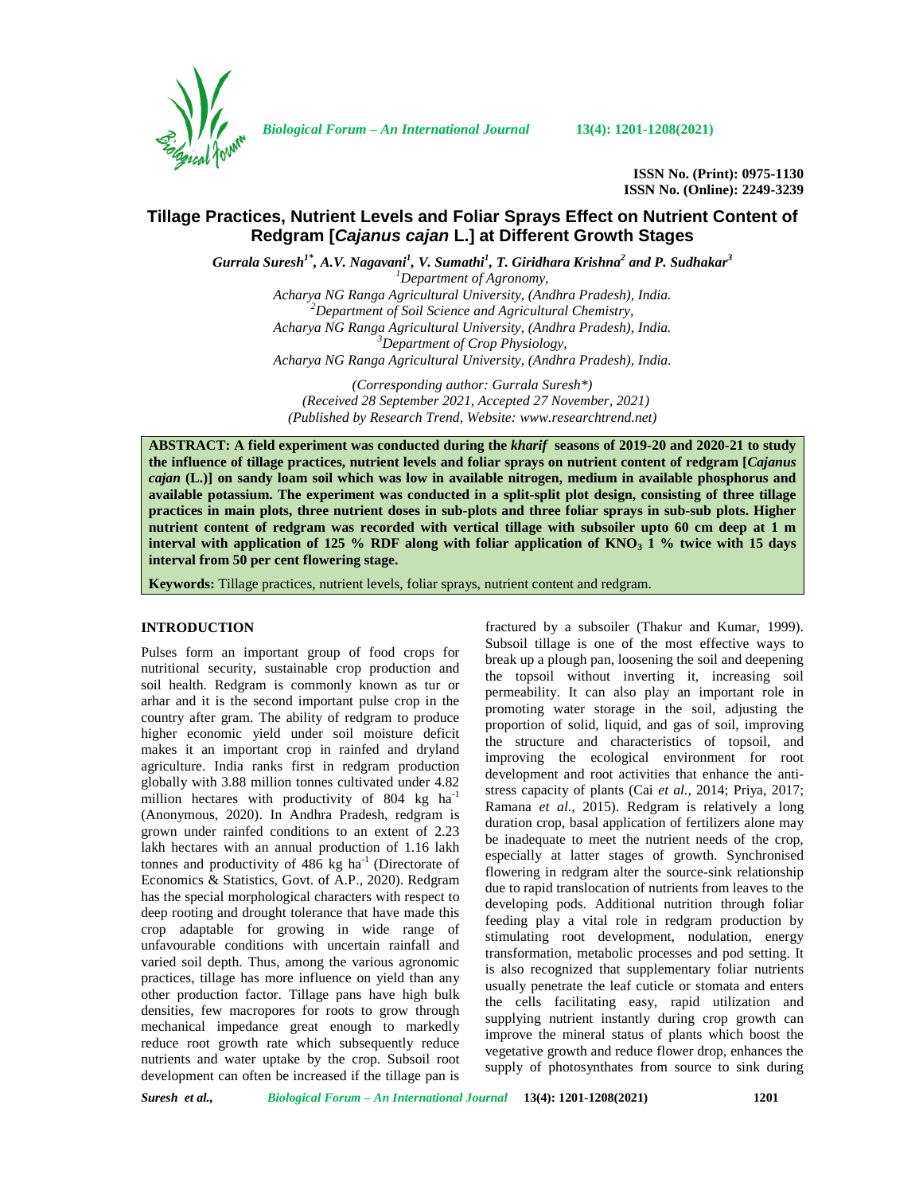ISSN No. (Print): 0975-1130
ISSN No. (Online): 2249-3239

# Tillage Practices, Nutrient Levels and Foliar Sprays Effect on Nutrient Content of Redgram [*Cajanus cajan* L.] at Different Growth Stages

*Gurrala Suresh[1*], A.V. Nagavani[1], V. Sumathi[1], T. Giridhara Krishna[2] and P. Sudhakar[3]*

[1]Department of Agronomy,
Acharya NG Ranga Agricultural University, (Andhra Pradesh), India.
[2]Department of Soil Science and Agricultural Chemistry,
Acharya NG Ranga Agricultural University, (Andhra Pradesh), India.
[3]Department of Crop Physiology,
Acharya NG Ranga Agricultural University, (Andhra Pradesh), India.

*(Corresponding author: Gurrala Suresh\*)*
*(Received 28 September 2021, Accepted 27 November, 2021)*
*(Published by Research Trend, Website: www.researchtrend.net)*

**ABSTRACT: A field experiment was conducted during the *kharif* seasons of 2019-20 and 2020-21 to study the influence of tillage practices, nutrient levels and foliar sprays on nutrient content of redgram [*Cajanus cajan* (L.)] on sandy loam soil which was low in available nitrogen, medium in available phosphorus and available potassium. The experiment was conducted in a split-split plot design, consisting of three tillage practices in main plots, three nutrient doses in sub-plots and three foliar sprays in sub-sub plots. Higher nutrient content of redgram was recorded with vertical tillage with subsoiler upto 60 cm deep at 1 m interval with application of 125 % RDF along with foliar application of $KNO_3$ 1 % twice with 15 days interval from 50 per cent flowering stage.**

**Keywords:** Tillage practices, nutrient levels, foliar sprays, nutrient content and redgram.

## INTRODUCTION

Pulses form an important group of food crops for nutritional security, sustainable crop production and soil health. Redgram is commonly known as tur or arhar and it is the second important pulse crop in the country after gram. The ability of redgram to produce higher economic yield under soil moisture deficit makes it an important crop in rainfed and dryland agriculture. India ranks first in redgram production globally with 3.88 million tonnes cultivated under 4.82 million hectares with productivity of 804 kg $ha^{-1}$ (Anonymous, 2020). In Andhra Pradesh, redgram is grown under rainfed conditions to an extent of 2.23 lakh hectares with an annual production of 1.16 lakh tonnes and productivity of 486 kg $ha^{-1}$ (Directorate of Economics & Statistics, Govt. of A.P., 2020). Redgram has the special morphological characters with respect to deep rooting and drought tolerance that have made this crop adaptable for growing in wide range of unfavourable conditions with uncertain rainfall and varied soil depth. Thus, among the various agronomic practices, tillage has more influence on yield than any other production factor. Tillage pans have high bulk densities, few macropores for roots to grow through mechanical impedance great enough to markedly reduce root growth rate which subsequently reduce nutrients and water uptake by the crop. Subsoil root development can often be increased if the tillage pan is fractured by a subsoiler (Thakur and Kumar, 1999). Subsoil tillage is one of the most effective ways to break up a plough pan, loosening the soil and deepening the topsoil without inverting it, increasing soil permeability. It can also play an important role in promoting water storage in the soil, adjusting the proportion of solid, liquid, and gas of soil, improving the structure and characteristics of topsoil, and improving the ecological environment for root development and root activities that enhance the anti-stress capacity of plants (Cai *et al.,* 2014; Priya, 2017; Ramana *et al*., 2015). Redgram is relatively a long duration crop, basal application of fertilizers alone may be inadequate to meet the nutrient needs of the crop, especially at latter stages of growth. Synchronised flowering in redgram alter the source-sink relationship due to rapid translocation of nutrients from leaves to the developing pods. Additional nutrition through foliar feeding play a vital role in redgram production by stimulating root development, nodulation, energy transformation, metabolic processes and pod setting. It is also recognized that supplementary foliar nutrients usually penetrate the leaf cuticle or stomata and enters the cells facilitating easy, rapid utilization and supplying nutrient instantly during crop growth can improve the mineral status of plants which boost the vegetative growth and reduce flower drop, enhances the supply of photosynthates from source to sink during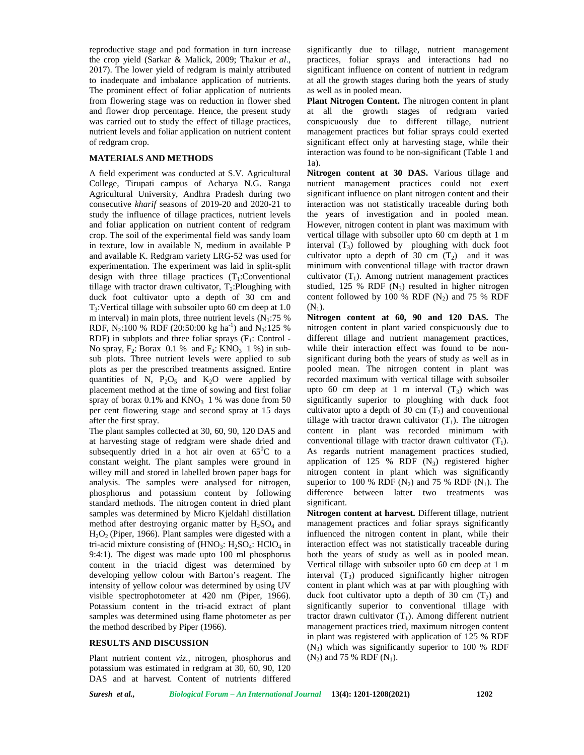reproductive stage and pod formation in turn increase the crop yield (Sarkar & Malick, 2009; Thakur *et al*., 2017). The lower yield of redgram is mainly attributed to inadequate and imbalance application of nutrients. The prominent effect of foliar application of nutrients from flowering stage was on reduction in flower shed and flower drop percentage. Hence, the present study was carried out to study the effect of tillage practices, nutrient levels and foliar application on nutrient content of redgram crop.

## MATERIALS AND METHODS

A field experiment was conducted at S.V. Agricultural College, Tirupati campus of Acharya N.G. Ranga Agricultural University, Andhra Pradesh during two consecutive *kharif* seasons of 2019-20 and 2020-21 to study the influence of tillage practices, nutrient levels and foliar application on nutrient content of redgram crop. The soil of the experimental field was sandy loam in texture, low in available N, medium in available P and available K. Redgram variety LRG-52 was used for experimentation. The experiment was laid in split-split design with three tillage practices ($T_1$:Conventional tillage with tractor drawn cultivator, $T_2$:Ploughing with duck foot cultivator upto a depth of 30 cm and $T_3$:Vertical tillage with subsoiler upto 60 cm deep at 1.0 m interval) in main plots, three nutrient levels ($N_1$:75 % RDF, $N_2$:100 % RDF (20:50:00 kg ha$^{-1}$) and $N_3$:125 % RDF) in subplots and three foliar sprays ($F_1$: Control - No spray, $F_2$: Borax 0.1 % and $F_3$: $KNO_3$ 1 %) in sub-sub plots. Three nutrient levels were applied to sub plots as per the prescribed treatments assigned. Entire quantities of N, $P_2O_5$ and $K_2O$ were applied by placement method at the time of sowing and first foliar spray of borax 0.1% and $KNO_3$ 1 % was done from 50 per cent flowering stage and second spray at 15 days after the first spray.

The plant samples collected at 30, 60, 90, 120 DAS and at harvesting stage of redgram were shade dried and subsequently dried in a hot air oven at $65^0$C to a constant weight. The plant samples were ground in willey mill and stored in labelled brown paper bags for analysis. The samples were analysed for nitrogen, phosphorus and potassium content by following standard methods. The nitrogen content in dried plant samples was determined by Micro Kjeldahl distillation method after destroying organic matter by $H_2SO_4$ and $H_2O_2$ (Piper, 1966). Plant samples were digested with a tri-acid mixture consisting of ($HNO_3$: $H_2SO_4$: $HClO_4$ in 9:4:1). The digest was made upto 100 ml phosphorus content in the triacid digest was determined by developing yellow colour with Barton's reagent. The intensity of yellow colour was determined by using UV visible spectrophotometer at 420 nm (Piper, 1966). Potassium content in the tri-acid extract of plant samples was determined using flame photometer as per the method described by Piper (1966).

## RESULTS AND DISCUSSION

Plant nutrient content *viz.,* nitrogen, phosphorus and potassium was estimated in redgram at 30, 60, 90, 120 DAS and at harvest. Content of nutrients differed significantly due to tillage, nutrient management practices, foliar sprays and interactions had no significant influence on content of nutrient in redgram at all the growth stages during both the years of study as well as in pooled mean.

**Plant Nitrogen Content.** The nitrogen content in plant at all the growth stages of redgram varied conspicuously due to different tillage, nutrient management practices but foliar sprays could exerted significant effect only at harvesting stage, while their interaction was found to be non-significant (Table 1 and 1a).

**Nitrogen content at 30 DAS.** Various tillage and nutrient management practices could not exert significant influence on plant nitrogen content and their interaction was not statistically traceable during both the years of investigation and in pooled mean. However, nitrogen content in plant was maximum with vertical tillage with subsoiler upto 60 cm depth at 1 m interval ($T_3$) followed by ploughing with duck foot cultivator upto a depth of 30 cm ($T_2$) and it was minimum with conventional tillage with tractor drawn cultivator ($T_1$). Among nutrient management practices studied, 125 % RDF ($N_3$) resulted in higher nitrogen content followed by 100 % RDF ($N_2$) and 75 % RDF ($N_1$).

**Nitrogen content at 60, 90 and 120 DAS.** The nitrogen content in plant varied conspicuously due to different tillage and nutrient management practices, while their interaction effect was found to be non-significant during both the years of study as well as in pooled mean. The nitrogen content in plant was recorded maximum with vertical tillage with subsoiler upto 60 cm deep at 1 m interval ($T_3$) which was significantly superior to ploughing with duck foot cultivator upto a depth of 30 cm ($T_2$) and conventional tillage with tractor drawn cultivator ($T_1$). The nitrogen content in plant was recorded minimum with conventional tillage with tractor drawn cultivator ($T_1$). As regards nutrient management practices studied, application of 125 % RDF ($N_3$) registered higher nitrogen content in plant which was significantly superior to 100 % RDF ($N_2$) and 75 % RDF ($N_1$). The difference between latter two treatments was significant.

**Nitrogen content at harvest.** Different tillage, nutrient management practices and foliar sprays significantly influenced the nitrogen content in plant, while their interaction effect was not statistically traceable during both the years of study as well as in pooled mean. Vertical tillage with subsoiler upto 60 cm deep at 1 m interval ($T_3$) produced significantly higher nitrogen content in plant which was at par with ploughing with duck foot cultivator upto a depth of 30 cm ($T_2$) and significantly superior to conventional tillage with tractor drawn cultivator ($T_1$). Among different nutrient management practices tried, maximum nitrogen content in plant was registered with application of 125 % RDF ($N_3$) which was significantly superior to 100 % RDF ($N_2$) and 75 % RDF ($N_1$).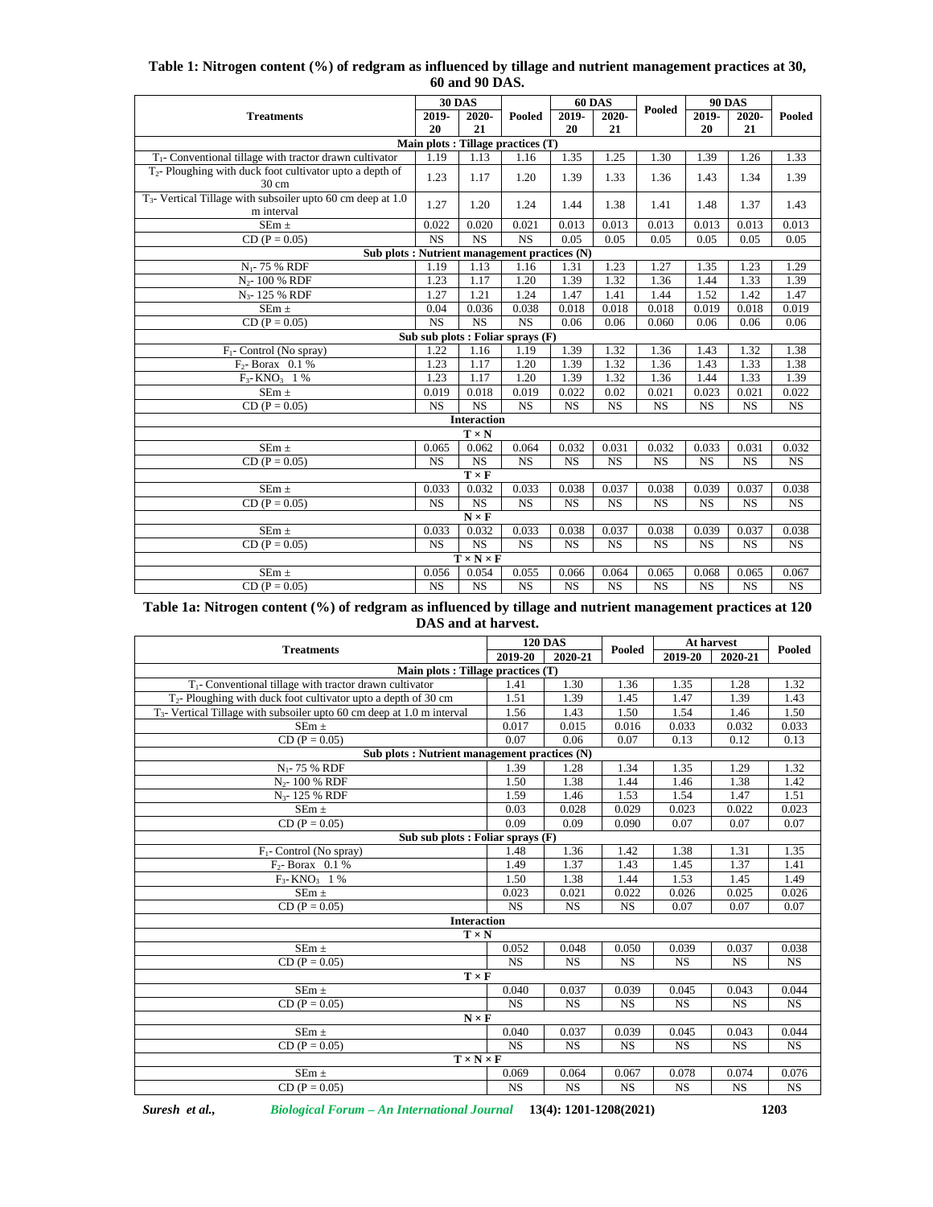**Table 1: Nitrogen content (%) of redgram as influenced by tillage and nutrient management practices at 30, 60 and 90 DAS.**

| Treatments | 30 DAS | | Pooled | 60 DAS | | Pooled | 90 DAS | | Pooled |
|---|---|---|---|---|---|---|---|---|---|
| | 2019-20 | 2020-21 | | 2019-20 | 2020-21 | | 2019-20 | 2020-21 | |
| **Main plots : Tillage practices (T)** | | | | | | | | | |
| $T_1$- Conventional tillage with tractor drawn cultivator | 1.19 | 1.13 | 1.16 | 1.35 | 1.25 | 1.30 | 1.39 | 1.26 | 1.33 |
| $T_2$- Ploughing with duck foot cultivator upto a depth of 30 cm | 1.23 | 1.17 | 1.20 | 1.39 | 1.33 | 1.36 | 1.43 | 1.34 | 1.39 |
| $T_3$- Vertical Tillage with subsoiler upto 60 cm deep at 1.0 m interval | 1.27 | 1.20 | 1.24 | 1.44 | 1.38 | 1.41 | 1.48 | 1.37 | 1.43 |
| SEm ± | 0.022 | 0.020 | 0.021 | 0.013 | 0.013 | 0.013 | 0.013 | 0.013 | 0.013 |
| CD (P = 0.05) | NS | NS | NS | 0.05 | 0.05 | 0.05 | 0.05 | 0.05 | 0.05 |
| **Sub plots : Nutrient management practices (N)** | | | | | | | | | |
| $N_1$- 75 % RDF | 1.19 | 1.13 | 1.16 | 1.31 | 1.23 | 1.27 | 1.35 | 1.23 | 1.29 |
| $N_2$- 100 % RDF | 1.23 | 1.17 | 1.20 | 1.39 | 1.32 | 1.36 | 1.44 | 1.33 | 1.39 |
| $N_3$- 125 % RDF | 1.27 | 1.21 | 1.24 | 1.47 | 1.41 | 1.44 | 1.52 | 1.42 | 1.47 |
| SEm ± | 0.04 | 0.036 | 0.038 | 0.018 | 0.018 | 0.018 | 0.019 | 0.018 | 0.019 |
| CD (P = 0.05) | NS | NS | NS | 0.06 | 0.06 | 0.060 | 0.06 | 0.06 | 0.06 |
| **Sub sub plots : Foliar sprays (F)** | | | | | | | | | |
| $F_1$- Control (No spray) | 1.22 | 1.16 | 1.19 | 1.39 | 1.32 | 1.36 | 1.43 | 1.32 | 1.38 |
| $F_2$- Borax 0.1 % | 1.23 | 1.17 | 1.20 | 1.39 | 1.32 | 1.36 | 1.43 | 1.33 | 1.38 |
| $F_3$- $KNO_3$ 1 % | 1.23 | 1.17 | 1.20 | 1.39 | 1.32 | 1.36 | 1.44 | 1.33 | 1.39 |
| SEm ± | 0.019 | 0.018 | 0.019 | 0.022 | 0.02 | 0.021 | 0.023 | 0.021 | 0.022 |
| CD (P = 0.05) | NS | NS | NS | NS | NS | NS | NS | NS | NS |
| **Interaction** | | | | | | | | | |
| **T × N** | | | | | | | | | |
| SEm ± | 0.065 | 0.062 | 0.064 | 0.032 | 0.031 | 0.032 | 0.033 | 0.031 | 0.032 |
| CD (P = 0.05) | NS | NS | NS | NS | NS | NS | NS | NS | NS |
| **T × F** | | | | | | | | | |
| SEm ± | 0.033 | 0.032 | 0.033 | 0.038 | 0.037 | 0.038 | 0.039 | 0.037 | 0.038 |
| CD (P = 0.05) | NS | NS | NS | NS | NS | NS | NS | NS | NS |
| **N × F** | | | | | | | | | |
| SEm ± | 0.033 | 0.032 | 0.033 | 0.038 | 0.037 | 0.038 | 0.039 | 0.037 | 0.038 |
| CD (P = 0.05) | NS | NS | NS | NS | NS | NS | NS | NS | NS |
| **T × N × F** | | | | | | | | | |
| SEm ± | 0.056 | 0.054 | 0.055 | 0.066 | 0.064 | 0.065 | 0.068 | 0.065 | 0.067 |
| CD (P = 0.05) | NS | NS | NS | NS | NS | NS | NS | NS | NS |

**Table 1a: Nitrogen content (%) of redgram as influenced by tillage and nutrient management practices at 120 DAS and at harvest.**

| Treatments | 120 DAS | | Pooled | At harvest | | Pooled |
|---|---|---|---|---|---|---|
| | 2019-20 | 2020-21 | | 2019-20 | 2020-21 | |
| **Main plots : Tillage practices (T)** | | | | | | |
| $T_1$- Conventional tillage with tractor drawn cultivator | 1.41 | 1.30 | 1.36 | 1.35 | 1.28 | 1.32 |
| $T_2$- Ploughing with duck foot cultivator upto a depth of 30 cm | 1.51 | 1.39 | 1.45 | 1.47 | 1.39 | 1.43 |
| $T_3$- Vertical Tillage with subsoiler upto 60 cm deep at 1.0 m interval | 1.56 | 1.43 | 1.50 | 1.54 | 1.46 | 1.50 |
| SEm ± | 0.017 | 0.015 | 0.016 | 0.033 | 0.032 | 0.033 |
| CD (P = 0.05) | 0.07 | 0.06 | 0.07 | 0.13 | 0.12 | 0.13 |
| **Sub plots : Nutrient management practices (N)** | | | | | | |
| $N_1$- 75 % RDF | 1.39 | 1.28 | 1.34 | 1.35 | 1.29 | 1.32 |
| $N_2$- 100 % RDF | 1.50 | 1.38 | 1.44 | 1.46 | 1.38 | 1.42 |
| $N_3$- 125 % RDF | 1.59 | 1.46 | 1.53 | 1.54 | 1.47 | 1.51 |
| SEm ± | 0.03 | 0.028 | 0.029 | 0.023 | 0.022 | 0.023 |
| CD (P = 0.05) | 0.09 | 0.09 | 0.090 | 0.07 | 0.07 | 0.07 |
| **Sub sub plots : Foliar sprays (F)** | | | | | | |
| $F_1$- Control (No spray) | 1.48 | 1.36 | 1.42 | 1.38 | 1.31 | 1.35 |
| $F_2$- Borax 0.1 % | 1.49 | 1.37 | 1.43 | 1.45 | 1.37 | 1.41 |
| $F_3$- $KNO_3$ 1 % | 1.50 | 1.38 | 1.44 | 1.53 | 1.45 | 1.49 |
| SEm ± | 0.023 | 0.021 | 0.022 | 0.026 | 0.025 | 0.026 |
| CD (P = 0.05) | NS | NS | NS | 0.07 | 0.07 | 0.07 |
| **Interaction** | | | | | | |
| **T × N** | | | | | | |
| SEm ± | 0.052 | 0.048 | 0.050 | 0.039 | 0.037 | 0.038 |
| CD (P = 0.05) | NS | NS | NS | NS | NS | NS |
| **T × F** | | | | | | |
| SEm ± | 0.040 | 0.037 | 0.039 | 0.045 | 0.043 | 0.044 |
| CD (P = 0.05) | NS | NS | NS | NS | NS | NS |
| **N × F** | | | | | | |
| SEm ± | 0.040 | 0.037 | 0.039 | 0.045 | 0.043 | 0.044 |
| CD (P = 0.05) | NS | NS | NS | NS | NS | NS |
| **T × N × F** | | | | | | |
| SEm ± | 0.069 | 0.064 | 0.067 | 0.078 | 0.074 | 0.076 |
| CD (P = 0.05) | NS | NS | NS | NS | NS | NS |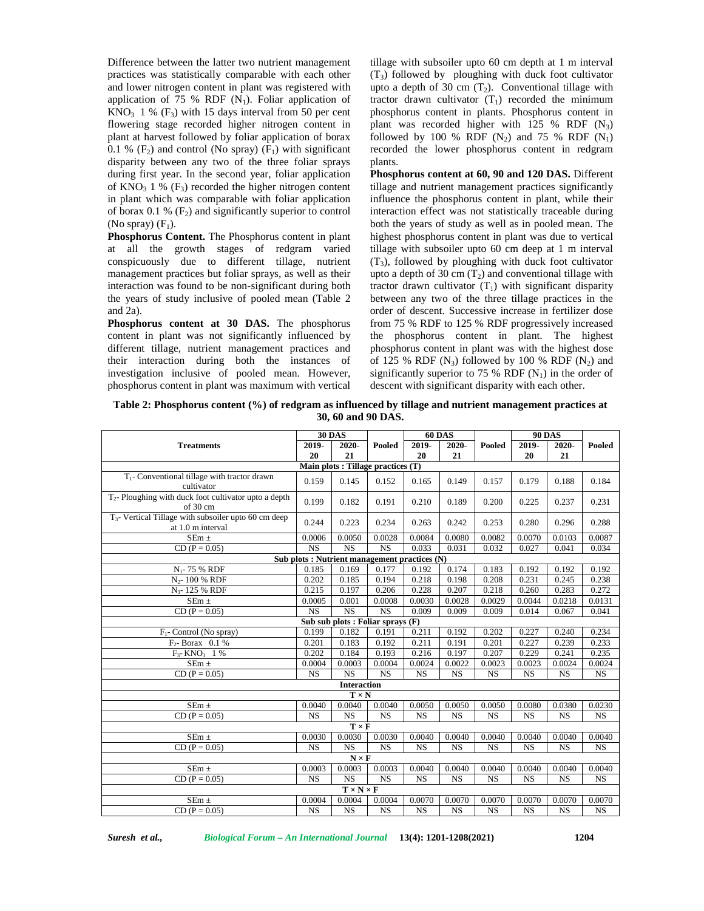Difference between the latter two nutrient management practices was statistically comparable with each other and lower nitrogen content in plant was registered with application of 75 % RDF ($N_1$). Foliar application of $KNO_3$ 1 % ($F_3$) with 15 days interval from 50 per cent flowering stage recorded higher nitrogen content in plant at harvest followed by foliar application of borax 0.1 % ($F_2$) and control (No spray) ($F_1$) with significant disparity between any two of the three foliar sprays during first year. In the second year, foliar application of $KNO_3$ 1 % ($F_3$) recorded the higher nitrogen content in plant which was comparable with foliar application of borax 0.1 % ($F_2$) and significantly superior to control (No spray) ($F_1$).

**Phosphorus Content.** The Phosphorus content in plant at all the growth stages of redgram varied conspicuously due to different tillage, nutrient management practices but foliar sprays, as well as their interaction was found to be non-significant during both the years of study inclusive of pooled mean (Table 2 and 2a).

**Phosphorus content at 30 DAS.** The phosphorus content in plant was not significantly influenced by different tillage, nutrient management practices and their interaction during both the instances of investigation inclusive of pooled mean. However, phosphorus content in plant was maximum with vertical tillage with subsoiler upto 60 cm depth at 1 m interval ($T_3$) followed by ploughing with duck foot cultivator upto a depth of 30 cm ($T_2$). Conventional tillage with tractor drawn cultivator ($T_1$) recorded the minimum phosphorus content in plants. Phosphorus content in plant was recorded higher with 125 % RDF ($N_3$) followed by 100 % RDF ($N_2$) and 75 % RDF ($N_1$) recorded the lower phosphorus content in redgram plants.

**Phosphorus content at 60, 90 and 120 DAS.** Different tillage and nutrient management practices significantly influence the phosphorus content in plant, while their interaction effect was not statistically traceable during both the years of study as well as in pooled mean. The highest phosphorus content in plant was due to vertical tillage with subsoiler upto 60 cm deep at 1 m interval ($T_3$), followed by ploughing with duck foot cultivator upto a depth of 30 cm ($T_2$) and conventional tillage with tractor drawn cultivator ($T_1$) with significant disparity between any two of the three tillage practices in the order of descent. Successive increase in fertilizer dose from 75 % RDF to 125 % RDF progressively increased the phosphorus content in plant. The highest phosphorus content in plant was with the highest dose of 125 % RDF ($N_3$) followed by 100 % RDF ($N_2$) and significantly superior to 75 % RDF ($N_1$) in the order of descent with significant disparity with each other.

**Table 2: Phosphorus content (%) of redgram as influenced by tillage and nutrient management practices at 30, 60 and 90 DAS.**

| Treatments | 30 DAS | | | 60 DAS | | | 90 DAS | | |
|---|---|---|---|---|---|---|---|---|---|
| | 2019-20 | 2020-21 | Pooled | 2019-20 | 2020-21 | Pooled | 2019-20 | 2020-21 | Pooled |
| **Main plots : Tillage practices (T)** | | | | | | | | | |
| $T_1$- Conventional tillage with tractor drawn cultivator | 0.159 | 0.145 | 0.152 | 0.165 | 0.149 | 0.157 | 0.179 | 0.188 | 0.184 |
| $T_2$- Ploughing with duck foot cultivator upto a depth of 30 cm | 0.199 | 0.182 | 0.191 | 0.210 | 0.189 | 0.200 | 0.225 | 0.237 | 0.231 |
| $T_3$- Vertical Tillage with subsoiler upto 60 cm deep at 1.0 m interval | 0.244 | 0.223 | 0.234 | 0.263 | 0.242 | 0.253 | 0.280 | 0.296 | 0.288 |
| SEm ± | 0.0006 | 0.0050 | 0.0028 | 0.0084 | 0.0080 | 0.0082 | 0.0070 | 0.0103 | 0.0087 |
| CD (P = 0.05) | NS | NS | NS | 0.033 | 0.031 | 0.032 | 0.027 | 0.041 | 0.034 |
| **Sub plots : Nutrient management practices (N)** | | | | | | | | | |
| $N_1$- 75 % RDF | 0.185 | 0.169 | 0.177 | 0.192 | 0.174 | 0.183 | 0.192 | 0.192 | 0.192 |
| $N_2$- 100 % RDF | 0.202 | 0.185 | 0.194 | 0.218 | 0.198 | 0.208 | 0.231 | 0.245 | 0.238 |
| $N_3$- 125 % RDF | 0.215 | 0.197 | 0.206 | 0.228 | 0.207 | 0.218 | 0.260 | 0.283 | 0.272 |
| SEm ± | 0.0005 | 0.001 | 0.0008 | 0.0030 | 0.0028 | 0.0029 | 0.0044 | 0.0218 | 0.0131 |
| CD (P = 0.05) | NS | NS | NS | 0.009 | 0.009 | 0.009 | 0.014 | 0.067 | 0.041 |
| **Sub sub plots : Foliar sprays (F)** | | | | | | | | | |
| $F_1$- Control (No spray) | 0.199 | 0.182 | 0.191 | 0.211 | 0.192 | 0.202 | 0.227 | 0.240 | 0.234 |
| $F_2$- Borax 0.1 % | 0.201 | 0.183 | 0.192 | 0.211 | 0.191 | 0.201 | 0.227 | 0.239 | 0.233 |
| $F_3$- $KNO_3$ 1 % | 0.202 | 0.184 | 0.193 | 0.216 | 0.197 | 0.207 | 0.229 | 0.241 | 0.235 |
| SEm ± | 0.0004 | 0.0003 | 0.0004 | 0.0024 | 0.0022 | 0.0023 | 0.0023 | 0.0024 | 0.0024 |
| CD (P = 0.05) | NS | NS | NS | NS | NS | NS | NS | NS | NS |
| **Interaction** | | | | | | | | | |
| **T × N** | | | | | | | | | |
| SEm ± | 0.0040 | 0.0040 | 0.0040 | 0.0050 | 0.0050 | 0.0050 | 0.0080 | 0.0380 | 0.0230 |
| CD (P = 0.05) | NS | NS | NS | NS | NS | NS | NS | NS | NS |
| **T × F** | | | | | | | | | |
| SEm ± | 0.0030 | 0.0030 | 0.0030 | 0.0040 | 0.0040 | 0.0040 | 0.0040 | 0.0040 | 0.0040 |
| CD (P = 0.05) | NS | NS | NS | NS | NS | NS | NS | NS | NS |
| **N × F** | | | | | | | | | |
| SEm ± | 0.0003 | 0.0003 | 0.0003 | 0.0040 | 0.0040 | 0.0040 | 0.0040 | 0.0040 | 0.0040 |
| CD (P = 0.05) | NS | NS | NS | NS | NS | NS | NS | NS | NS |
| **T × N × F** | | | | | | | | | |
| SEm ± | 0.0004 | 0.0004 | 0.0004 | 0.0070 | 0.0070 | 0.0070 | 0.0070 | 0.0070 | 0.0070 |
| CD (P = 0.05) | NS | NS | NS | NS | NS | NS | NS | NS | NS |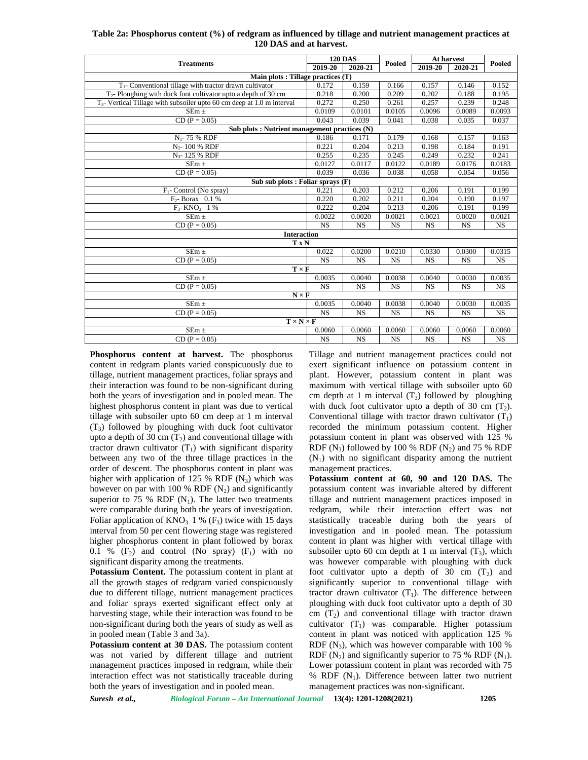**Table 2a: Phosphorus content (%) of redgram as influenced by tillage and nutrient management practices at 120 DAS and at harvest.**

| Treatments | 120 DAS | | Pooled | At harvest | | Pooled |
|---|---|---|---|---|---|---|
| | 2019-20 | 2020-21 | | 2019-20 | 2020-21 | |
| **Main plots : Tillage practices (T)** | | | | | | |
| $T_1$- Conventional tillage with tractor drawn cultivator | 0.172 | 0.159 | 0.166 | 0.157 | 0.146 | 0.152 |
| $T_2$- Ploughing with duck foot cultivator upto a depth of 30 cm | 0.218 | 0.200 | 0.209 | 0.202 | 0.188 | 0.195 |
| $T_3$- Vertical Tillage with subsoiler upto 60 cm deep at 1.0 m interval | 0.272 | 0.250 | 0.261 | 0.257 | 0.239 | 0.248 |
| SEm ± | 0.0109 | 0.0101 | 0.0105 | 0.0096 | 0.0089 | 0.0093 |
| CD (P = 0.05) | 0.043 | 0.039 | 0.041 | 0.038 | 0.035 | 0.037 |
| **Sub plots : Nutrient management practices (N)** | | | | | | |
| $N_1$- 75 % RDF | 0.186 | 0.171 | 0.179 | 0.168 | 0.157 | 0.163 |
| $N_2$- 100 % RDF | 0.221 | 0.204 | 0.213 | 0.198 | 0.184 | 0.191 |
| $N_3$- 125 % RDF | 0.255 | 0.235 | 0.245 | 0.249 | 0.232 | 0.241 |
| SEm ± | 0.0127 | 0.0117 | 0.0122 | 0.0189 | 0.0176 | 0.0183 |
| CD (P = 0.05) | 0.039 | 0.036 | 0.038 | 0.058 | 0.054 | 0.056 |
| **Sub sub plots : Foliar sprays (F)** | | | | | | |
| $F_1$- Control (No spray) | 0.221 | 0.203 | 0.212 | 0.206 | 0.191 | 0.199 |
| $F_2$- Borax 0.1 % | 0.220 | 0.202 | 0.211 | 0.204 | 0.190 | 0.197 |
| $F_3$- $KNO_3$ 1 % | 0.222 | 0.204 | 0.213 | 0.206 | 0.191 | 0.199 |
| SEm ± | 0.0022 | 0.0020 | 0.0021 | 0.0021 | 0.0020 | 0.0021 |
| CD (P = 0.05) | NS | NS | NS | NS | NS | NS |
| **Interaction** | | | | | | |
| **T x N** | | | | | | |
| SEm ± | 0.022 | 0.0200 | 0.0210 | 0.0330 | 0.0300 | 0.0315 |
| CD (P = 0.05) | NS | NS | NS | NS | NS | NS |
| **T × F** | | | | | | |
| SEm ± | 0.0035 | 0.0040 | 0.0038 | 0.0040 | 0.0030 | 0.0035 |
| CD (P = 0.05) | NS | NS | NS | NS | NS | NS |
| **N × F** | | | | | | |
| SEm ± | 0.0035 | 0.0040 | 0.0038 | 0.0040 | 0.0030 | 0.0035 |
| CD (P = 0.05) | NS | NS | NS | NS | NS | NS |
| **T × N × F** | | | | | | |
| SEm ± | 0.0060 | 0.0060 | 0.0060 | 0.0060 | 0.0060 | 0.0060 |
| CD (P = 0.05) | NS | NS | NS | NS | NS | NS |

**Phosphorus content at harvest.** The phosphorus content in redgram plants varied conspicuously due to tillage, nutrient management practices, foliar sprays and their interaction was found to be non-significant during both the years of investigation and in pooled mean. The highest phosphorus content in plant was due to vertical tillage with subsoiler upto 60 cm deep at 1 m interval ($T_3$) followed by ploughing with duck foot cultivator upto a depth of 30 cm ($T_2$) and conventional tillage with tractor drawn cultivator ($T_1$) with significant disparity between any two of the three tillage practices in the order of descent. The phosphorus content in plant was higher with application of 125 % RDF ($N_3$) which was however on par with 100 % RDF ($N_2$) and significantly superior to 75 % RDF ($N_1$). The latter two treatments were comparable during both the years of investigation. Foliar application of $KNO_3$ 1 % ($F_3$) twice with 15 days interval from 50 per cent flowering stage was registered higher phosphorus content in plant followed by borax 0.1 % ($F_2$) and control (No spray) ($F_1$) with no significant disparity among the treatments.

**Potassium Content.** The potassium content in plant at all the growth stages of redgram varied conspicuously due to different tillage, nutrient management practices and foliar sprays exerted significant effect only at harvesting stage, while their interaction was found to be non-significant during both the years of study as well as in pooled mean (Table 3 and 3a).

**Potassium content at 30 DAS.** The potassium content was not varied by different tillage and nutrient management practices imposed in redgram, while their interaction effect was not statistically traceable during both the years of investigation and in pooled mean. Tillage and nutrient management practices could not exert significant influence on potassium content in plant. However, potassium content in plant was maximum with vertical tillage with subsoiler upto 60 cm depth at 1 m interval ($T_3$) followed by ploughing with duck foot cultivator upto a depth of 30 cm ($T_2$). Conventional tillage with tractor drawn cultivator ($T_1$) recorded the minimum potassium content. Higher potassium content in plant was observed with 125 % RDF ($N_3$) followed by 100 % RDF ($N_2$) and 75 % RDF ($N_1$) with no significant disparity among the nutrient management practices.

**Potassium content at 60, 90 and 120 DAS.** The potassium content was invariable altered by different tillage and nutrient management practices imposed in redgram, while their interaction effect was not statistically traceable during both the years of investigation and in pooled mean. The potassium content in plant was higher with vertical tillage with subsoiler upto 60 cm depth at 1 m interval ($T_3$), which was however comparable with ploughing with duck foot cultivator upto a depth of 30 cm ($T_2$) and significantly superior to conventional tillage with tractor drawn cultivator ($T_1$). The difference between ploughing with duck foot cultivator upto a depth of 30 cm ($T_2$) and conventional tillage with tractor drawn cultivator ($T_1$) was comparable. Higher potassium content in plant was noticed with application 125 % RDF ($N_3$), which was however comparable with 100 % RDF ($N_2$) and significantly superior to 75 % RDF ($N_1$). Lower potassium content in plant was recorded with 75 % RDF ($N_1$). Difference between latter two nutrient management practices was non-significant.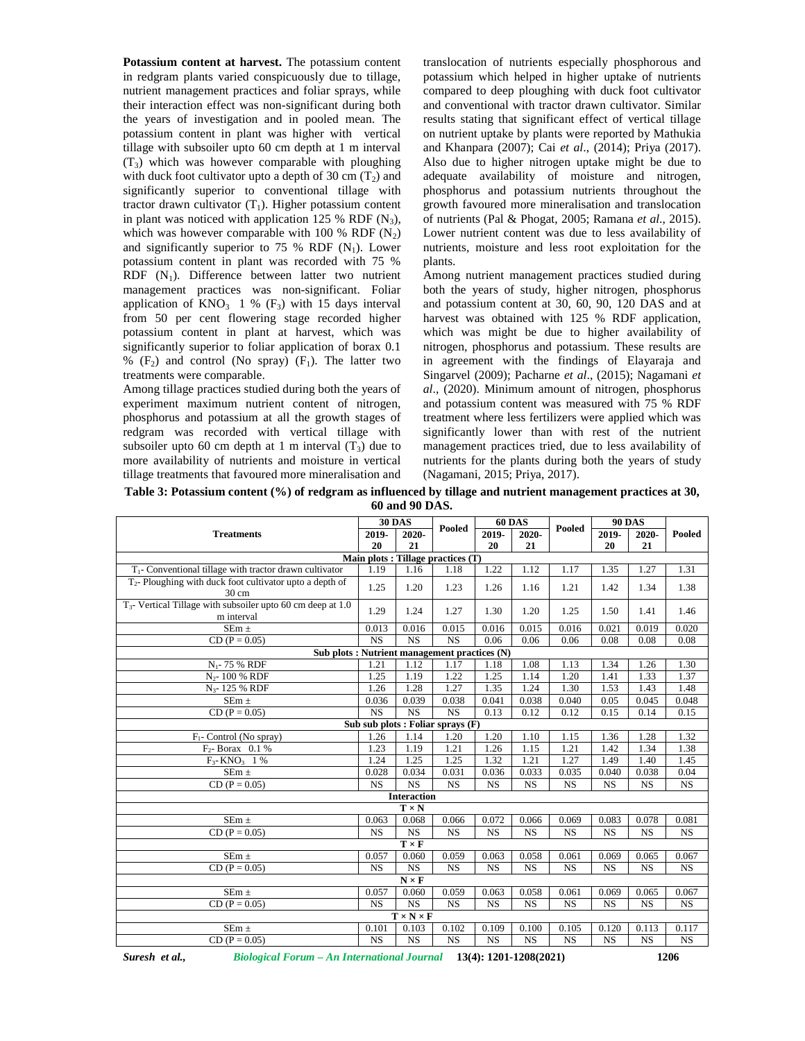**Potassium content at harvest.** The potassium content in redgram plants varied conspicuously due to tillage, nutrient management practices and foliar sprays, while their interaction effect was non-significant during both the years of investigation and in pooled mean. The potassium content in plant was higher with vertical tillage with subsoiler upto 60 cm depth at 1 m interval ($T_3$) which was however comparable with ploughing with duck foot cultivator upto a depth of 30 cm ($T_2$) and significantly superior to conventional tillage with tractor drawn cultivator ($T_1$). Higher potassium content in plant was noticed with application 125 % RDF ($N_3$), which was however comparable with 100 % RDF ($N_2$) and significantly superior to 75 % RDF ($N_1$). Lower potassium content in plant was recorded with 75 % RDF ($N_1$). Difference between latter two nutrient management practices was non-significant. Foliar application of $KNO_3$ 1 % ($F_3$) with 15 days interval from 50 per cent flowering stage recorded higher potassium content in plant at harvest, which was significantly superior to foliar application of borax 0.1 % ($F_2$) and control (No spray) ($F_1$). The latter two treatments were comparable.

Among tillage practices studied during both the years of experiment maximum nutrient content of nitrogen, phosphorus and potassium at all the growth stages of redgram was recorded with vertical tillage with subsoiler upto 60 cm depth at 1 m interval ($T_3$) due to more availability of nutrients and moisture in vertical tillage treatments that favoured more mineralisation and translocation of nutrients especially phosphorous and potassium which helped in higher uptake of nutrients compared to deep ploughing with duck foot cultivator and conventional with tractor drawn cultivator. Similar results stating that significant effect of vertical tillage on nutrient uptake by plants were reported by Mathukia and Khanpara (2007); Cai *et al.,* (2014); Priya (2017). Also due to higher nitrogen uptake might be due to adequate availability of moisture and nitrogen, phosphorus and potassium nutrients throughout the growth favoured more mineralisation and translocation of nutrients (Pal & Phogat, 2005; Ramana *et al*., 2015). Lower nutrient content was due to less availability of nutrients, moisture and less root exploitation for the plants.

Among nutrient management practices studied during both the years of study, higher nitrogen, phosphorus and potassium content at 30, 60, 90, 120 DAS and at harvest was obtained with 125 % RDF application, which was might be due to higher availability of nitrogen, phosphorus and potassium. These results are in agreement with the findings of Elayaraja and Singarvel (2009); Pacharne *et al*., (2015); Nagamani *et al*., (2020). Minimum amount of nitrogen, phosphorus and potassium content was measured with 75 % RDF treatment where less fertilizers were applied which was significantly lower than with rest of the nutrient management practices tried, due to less availability of nutrients for the plants during both the years of study (Nagamani, 2015; Priya, 2017).

**Table 3: Potassium content (%) of redgram as influenced by tillage and nutrient management practices at 30, 60 and 90 DAS.**

| Treatments | 30 DAS | | Pooled | 60 DAS | | Pooled | 90 DAS | | Pooled |
|---|---|---|---|---|---|---|---|---|---|
| | 2019-20 | 2020-21 | | 2019-20 | 2020-21 | | 2019-20 | 2020-21 | |
| **Main plots : Tillage practices (T)** | | | | | | | | | |
| $T_1$- Conventional tillage with tractor drawn cultivator | 1.19 | 1.16 | 1.18 | 1.22 | 1.12 | 1.17 | 1.35 | 1.27 | 1.31 |
| $T_2$- Ploughing with duck foot cultivator upto a depth of 30 cm | 1.25 | 1.20 | 1.23 | 1.26 | 1.16 | 1.21 | 1.42 | 1.34 | 1.38 |
| $T_3$- Vertical Tillage with subsoiler upto 60 cm deep at 1.0 m interval | 1.29 | 1.24 | 1.27 | 1.30 | 1.20 | 1.25 | 1.50 | 1.41 | 1.46 |
| SEm ± | 0.013 | 0.016 | 0.015 | 0.016 | 0.015 | 0.016 | 0.021 | 0.019 | 0.020 |
| CD (P = 0.05) | NS | NS | NS | 0.06 | 0.06 | 0.06 | 0.08 | 0.08 | 0.08 |
| **Sub plots : Nutrient management practices (N)** | | | | | | | | | |
| $N_1$- 75 % RDF | 1.21 | 1.12 | 1.17 | 1.18 | 1.08 | 1.13 | 1.34 | 1.26 | 1.30 |
| $N_2$- 100 % RDF | 1.25 | 1.19 | 1.22 | 1.25 | 1.14 | 1.20 | 1.41 | 1.33 | 1.37 |
| $N_3$- 125 % RDF | 1.26 | 1.28 | 1.27 | 1.35 | 1.24 | 1.30 | 1.53 | 1.43 | 1.48 |
| SEm ± | 0.036 | 0.039 | 0.038 | 0.041 | 0.038 | 0.040 | 0.05 | 0.045 | 0.048 |
| CD (P = 0.05) | NS | NS | NS | 0.13 | 0.12 | 0.12 | 0.15 | 0.14 | 0.15 |
| **Sub sub plots : Foliar sprays (F)** | | | | | | | | | |
| $F_1$- Control (No spray) | 1.26 | 1.14 | 1.20 | 1.20 | 1.10 | 1.15 | 1.36 | 1.28 | 1.32 |
| $F_2$- Borax 0.1 % | 1.23 | 1.19 | 1.21 | 1.26 | 1.15 | 1.21 | 1.42 | 1.34 | 1.38 |
| $F_3$- $KNO_3$ 1 % | 1.24 | 1.25 | 1.25 | 1.32 | 1.21 | 1.27 | 1.49 | 1.40 | 1.45 |
| SEm ± | 0.028 | 0.034 | 0.031 | 0.036 | 0.033 | 0.035 | 0.040 | 0.038 | 0.04 |
| CD (P = 0.05) | NS | NS | NS | NS | NS | NS | NS | NS | NS |
| **Interaction** | | | | | | | | | |
| **T × N** | | | | | | | | | |
| SEm ± | 0.063 | 0.068 | 0.066 | 0.072 | 0.066 | 0.069 | 0.083 | 0.078 | 0.081 |
| CD (P = 0.05) | NS | NS | NS | NS | NS | NS | NS | NS | NS |
| **T × F** | | | | | | | | | |
| SEm ± | 0.057 | 0.060 | 0.059 | 0.063 | 0.058 | 0.061 | 0.069 | 0.065 | 0.067 |
| CD (P = 0.05) | NS | NS | NS | NS | NS | NS | NS | NS | NS |
| **N × F** | | | | | | | | | |
| SEm ± | 0.057 | 0.060 | 0.059 | 0.063 | 0.058 | 0.061 | 0.069 | 0.065 | 0.067 |
| CD (P = 0.05) | NS | NS | NS | NS | NS | NS | NS | NS | NS |
| **T × N × F** | | | | | | | | | |
| SEm ± | 0.101 | 0.103 | 0.102 | 0.109 | 0.100 | 0.105 | 0.120 | 0.113 | 0.117 |
| CD (P = 0.05) | NS | NS | NS | NS | NS | NS | NS | NS | NS |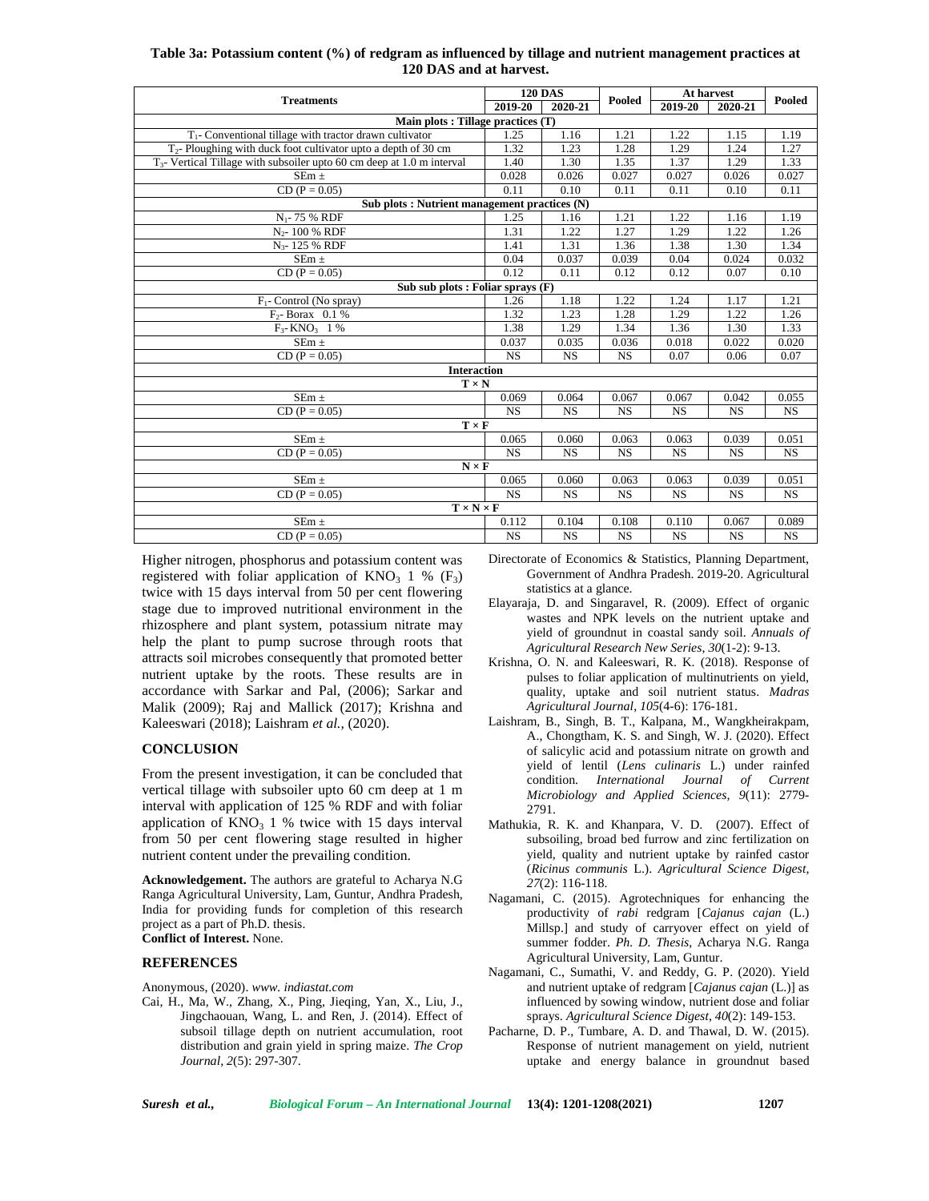**Table 3a: Potassium content (%) of redgram as influenced by tillage and nutrient management practices at 120 DAS and at harvest.**

| Treatments | 120 DAS | | Pooled | At harvest | | Pooled |
|---|---|---|---|---|---|---|
| | 2019-20 | 2020-21 | | 2019-20 | 2020-21 | |
| **Main plots : Tillage practices (T)** | | | | | | |
| $T_1$- Conventional tillage with tractor drawn cultivator | 1.25 | 1.16 | 1.21 | 1.22 | 1.15 | 1.19 |
| $T_2$- Ploughing with duck foot cultivator upto a depth of 30 cm | 1.32 | 1.23 | 1.28 | 1.29 | 1.24 | 1.27 |
| $T_3$- Vertical Tillage with subsoiler upto 60 cm deep at 1.0 m interval | 1.40 | 1.30 | 1.35 | 1.37 | 1.29 | 1.33 |
| SEm ± | 0.028 | 0.026 | 0.027 | 0.027 | 0.026 | 0.027 |
| CD (P = 0.05) | 0.11 | 0.10 | 0.11 | 0.11 | 0.10 | 0.11 |
| **Sub plots : Nutrient management practices (N)** | | | | | | |
| $N_1$- 75 % RDF | 1.25 | 1.16 | 1.21 | 1.22 | 1.16 | 1.19 |
| $N_2$- 100 % RDF | 1.31 | 1.22 | 1.27 | 1.29 | 1.22 | 1.26 |
| $N_3$- 125 % RDF | 1.41 | 1.31 | 1.36 | 1.38 | 1.30 | 1.34 |
| SEm ± | 0.04 | 0.037 | 0.039 | 0.04 | 0.024 | 0.032 |
| CD (P = 0.05) | 0.12 | 0.11 | 0.12 | 0.12 | 0.07 | 0.10 |
| **Sub sub plots : Foliar sprays (F)** | | | | | | |
| $F_1$- Control (No spray) | 1.26 | 1.18 | 1.22 | 1.24 | 1.17 | 1.21 |
| $F_2$- Borax 0.1 % | 1.32 | 1.23 | 1.28 | 1.29 | 1.22 | 1.26 |
| $F_3$- $KNO_3$ 1 % | 1.38 | 1.29 | 1.34 | 1.36 | 1.30 | 1.33 |
| SEm ± | 0.037 | 0.035 | 0.036 | 0.018 | 0.022 | 0.020 |
| CD (P = 0.05) | NS | NS | NS | 0.07 | 0.06 | 0.07 |
| **Interaction** | | | | | | |
| **T × N** | | | | | | |
| SEm ± | 0.069 | 0.064 | 0.067 | 0.067 | 0.042 | 0.055 |
| CD (P = 0.05) | NS | NS | NS | NS | NS | NS |
| **T × F** | | | | | | |
| SEm ± | 0.065 | 0.060 | 0.063 | 0.063 | 0.039 | 0.051 |
| CD (P = 0.05) | NS | NS | NS | NS | NS | NS |
| **N × F** | | | | | | |
| SEm ± | 0.065 | 0.060 | 0.063 | 0.063 | 0.039 | 0.051 |
| CD (P = 0.05) | NS | NS | NS | NS | NS | NS |
| **T × N × F** | | | | | | |
| SEm ± | 0.112 | 0.104 | 0.108 | 0.110 | 0.067 | 0.089 |
| CD (P = 0.05) | NS | NS | NS | NS | NS | NS |

Higher nitrogen, phosphorus and potassium content was registered with foliar application of $KNO_3$ 1 % ($F_3$) twice with 15 days interval from 50 per cent flowering stage due to improved nutritional environment in the rhizosphere and plant system, potassium nitrate may help the plant to pump sucrose through roots that attracts soil microbes consequently that promoted better nutrient uptake by the roots. These results are in accordance with Sarkar and Pal, (2006); Sarkar and Malik (2009); Raj and Mallick (2017); Krishna and Kaleeswari (2018); Laishram *et al.,* (2020).

## CONCLUSION

From the present investigation, it can be concluded that vertical tillage with subsoiler upto 60 cm deep at 1 m interval with application of 125 % RDF and with foliar application of $KNO_3$ 1 % twice with 15 days interval from 50 per cent flowering stage resulted in higher nutrient content under the prevailing condition.

**Acknowledgement.** The authors are grateful to Acharya N.G Ranga Agricultural University, Lam, Guntur, Andhra Pradesh, India for providing funds for completion of this research project as a part of Ph.D. thesis.
**Conflict of Interest.** None.

## REFERENCES

Anonymous, (2020). *www. indiastat.com*

Cai, H., Ma, W., Zhang, X., Ping, Jieqing, Yan, X., Liu, J., Jingchaouan, Wang, L. and Ren, J. (2014). Effect of subsoil tillage depth on nutrient accumulation, root distribution and grain yield in spring maize. *The Crop Journal*, *2*(5): 297-307.

Directorate of Economics & Statistics, Planning Department, Government of Andhra Pradesh. 2019-20. Agricultural statistics at a glance.

Elayaraja, D. and Singaravel, R. (2009). Effect of organic wastes and NPK levels on the nutrient uptake and yield of groundnut in coastal sandy soil. *Annuals of Agricultural Research New Series*, *30*(1-2): 9-13.

Krishna, O. N. and Kaleeswari, R. K. (2018). Response of pulses to foliar application of multinutrients on yield, quality, uptake and soil nutrient status. *Madras Agricultural Journal*, *105*(4-6): 176-181.

Laishram, B., Singh, B. T., Kalpana, M., Wangkheirakpam, A., Chongtham, K. S. and Singh, W. J. (2020). Effect of salicylic acid and potassium nitrate on growth and yield of lentil (*Lens culinaris* L.) under rainfed condition. *International Journal of Current Microbiology and Applied Sciences*, *9*(11): 2779-2791.

Mathukia, R. K. and Khanpara, V. D. (2007). Effect of subsoiling, broad bed furrow and zinc fertilization on yield, quality and nutrient uptake by rainfed castor (*Ricinus communis* L.). *Agricultural Science Digest*, *27*(2): 116-118.

Nagamani, C. (2015). Agrotechniques for enhancing the productivity of *rabi* redgram [*Cajanus cajan* (L.) Millsp.] and study of carryover effect on yield of summer fodder. *Ph. D. Thesis*, Acharya N.G. Ranga Agricultural University, Lam, Guntur.

Nagamani, C., Sumathi, V. and Reddy, G. P. (2020). Yield and nutrient uptake of redgram [*Cajanus cajan* (L.)] as influenced by sowing window, nutrient dose and foliar sprays. *Agricultural Science Digest*, *40*(2): 149-153.

Pacharne, D. P., Tumbare, A. D. and Thawal, D. W. (2015). Response of nutrient management on yield, nutrient uptake and energy balance in groundnut based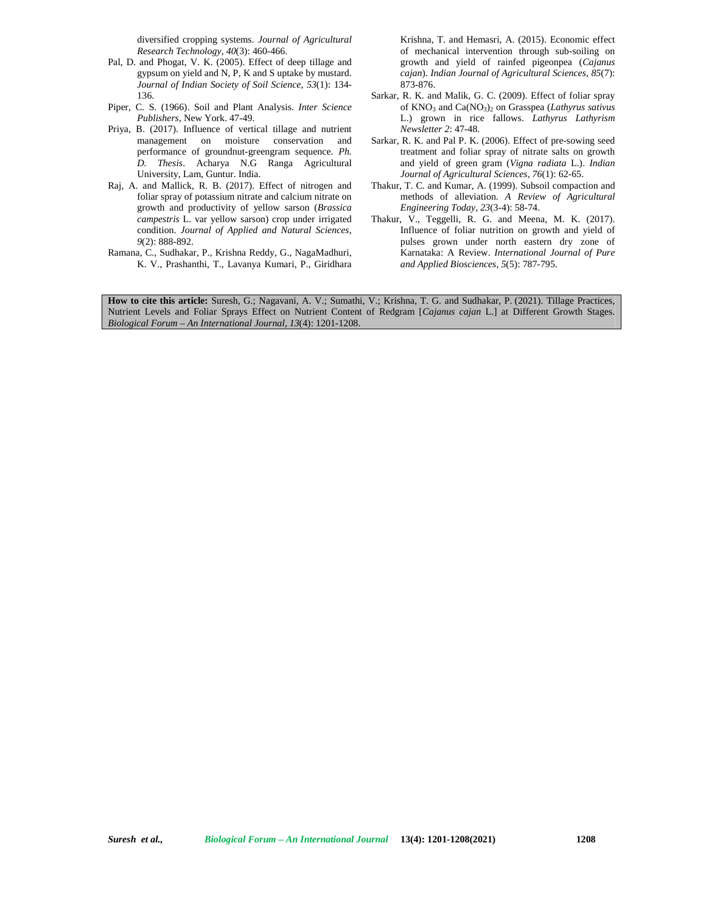diversified cropping systems. *Journal of Agricultural Research Technology, 40*(3): 460-466.

Pal, D. and Phogat, V. K. (2005). Effect of deep tillage and gypsum on yield and N, P, K and S uptake by mustard. *Journal of Indian Society of Soil Science, 53*(1): 134-136.

Piper, C. S. (1966). Soil and Plant Analysis. *Inter Science Publishers*, New York. 47-49.

Priya, B. (2017). Influence of vertical tillage and nutrient management on moisture conservation and performance of groundnut-greengram sequence. *Ph. D. Thesis*. Acharya N.G Ranga Agricultural University, Lam, Guntur. India.

Raj, A. and Mallick, R. B. (2017). Effect of nitrogen and foliar spray of potassium nitrate and calcium nitrate on growth and productivity of yellow sarson (*Brassica campestris* L. var yellow sarson) crop under irrigated condition. *Journal of Applied and Natural Sciences, 9*(2): 888-892.

Ramana, C., Sudhakar, P., Krishna Reddy, G., NagaMadhuri, K. V., Prashanthi, T., Lavanya Kumari, P., Giridhara Krishna, T. and Hemasri, A. (2015). Economic effect of mechanical intervention through sub-soiling on growth and yield of rainfed pigeonpea (*Cajanus cajan*). *Indian Journal of Agricultural Sciences, 85*(7): 873-876.

Sarkar, R. K. and Malik, G. C. (2009). Effect of foliar spray of $KNO_3$ and $Ca(NO_3)_2$ on Grasspea (*Lathyrus sativus* L.) grown in rice fallows. *Lathyrus Lathyrism Newsletter 2*: 47-48.

Sarkar, R. K. and Pal P. K. (2006). Effect of pre-sowing seed treatment and foliar spray of nitrate salts on growth and yield of green gram (*Vigna radiata* L.). *Indian Journal of Agricultural Sciences, 76*(1): 62-65.

Thakur, T. C. and Kumar, A. (1999). Subsoil compaction and methods of alleviation. *A Review of Agricultural Engineering Today, 23*(3-4): 58-74.

Thakur, V., Teggelli, R. G. and Meena, M. K. (2017). Influence of foliar nutrition on growth and yield of pulses grown under north eastern dry zone of Karnataka: A Review. *International Journal of Pure and Applied Biosciences, 5*(5): 787-795.

**How to cite this article:** Suresh, G.; Nagavani, A. V.; Sumathi, V.; Krishna, T. G. and Sudhakar, P. (2021). Tillage Practices, Nutrient Levels and Foliar Sprays Effect on Nutrient Content of Redgram [*Cajanus cajan* L.] at Different Growth Stages. *Biological Forum – An International Journal, 13*(4): 1201-1208.